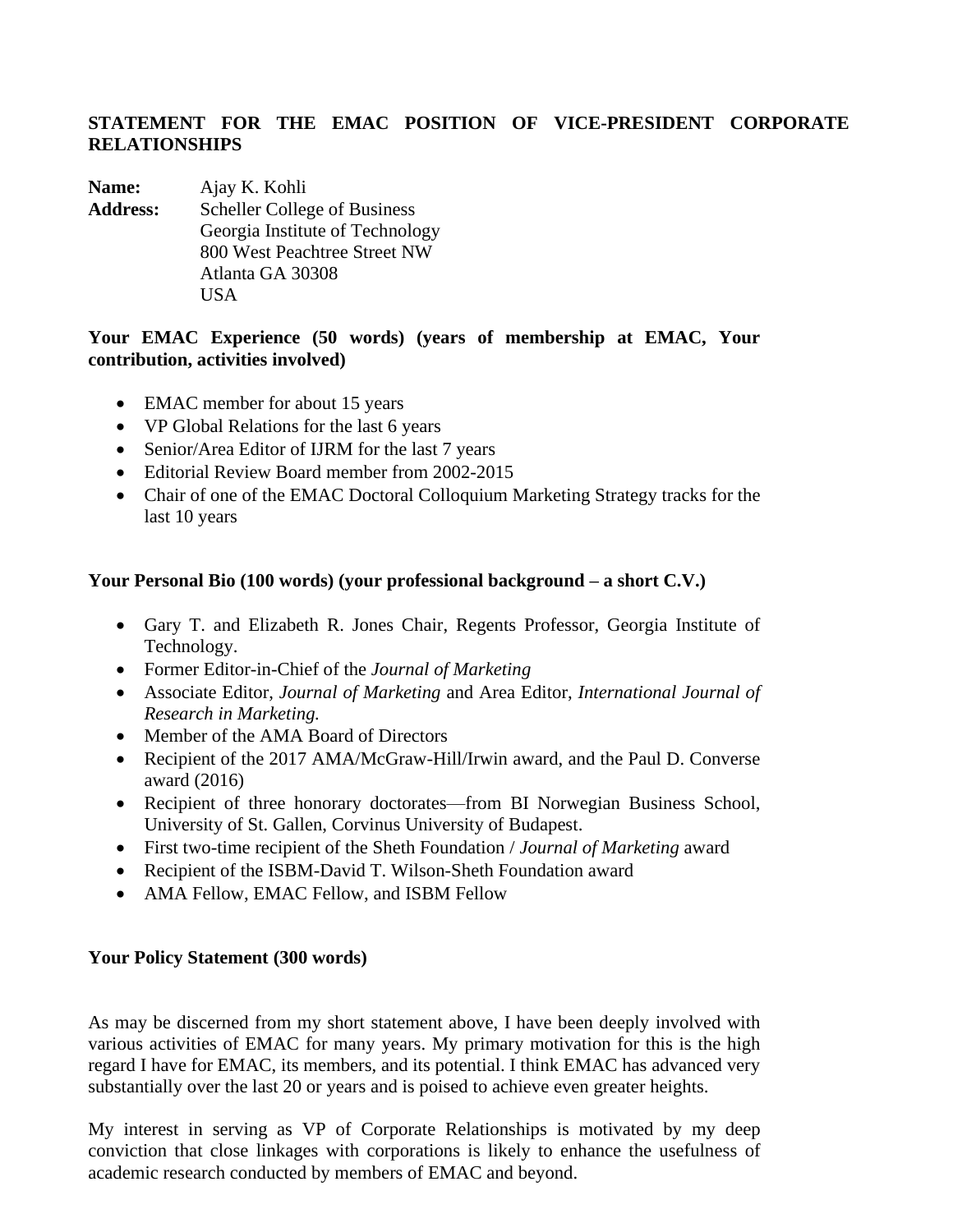**STATEMENT FOR THE EMAC POSITION OF VICE-PRESIDENT CORPORATE RELATIONSHIPS**

**Name:** Ajay K. Kohli
**Address:** Scheller College of Business
Georgia Institute of Technology
800 West Peachtree Street NW
Atlanta GA 30308
USA

**Your EMAC Experience (50 words) (years of membership at EMAC, Your contribution, activities involved)**

- EMAC member for about 15 years
- VP Global Relations for the last 6 years
- Senior/Area Editor of IJRM for the last 7 years
- Editorial Review Board member from 2002-2015
- Chair of one of the EMAC Doctoral Colloquium Marketing Strategy tracks for the last 10 years

**Your Personal Bio (100 words) (your professional background – a short C.V.)**

- Gary T. and Elizabeth R. Jones Chair, Regents Professor, Georgia Institute of Technology.
- Former Editor-in-Chief of the *Journal of Marketing*
- Associate Editor, *Journal of Marketing* and Area Editor, *International Journal of Research in Marketing.*
- Member of the AMA Board of Directors
- Recipient of the 2017 AMA/McGraw-Hill/Irwin award, and the Paul D. Converse award (2016)
- Recipient of three honorary doctorates—from BI Norwegian Business School, University of St. Gallen, Corvinus University of Budapest.
- First two-time recipient of the Sheth Foundation / *Journal of Marketing* award
- Recipient of the ISBM-David T. Wilson-Sheth Foundation award
- AMA Fellow, EMAC Fellow, and ISBM Fellow

**Your Policy Statement (300 words)**

As may be discerned from my short statement above, I have been deeply involved with various activities of EMAC for many years. My primary motivation for this is the high regard I have for EMAC, its members, and its potential. I think EMAC has advanced very substantially over the last 20 or years and is poised to achieve even greater heights.

My interest in serving as VP of Corporate Relationships is motivated by my deep conviction that close linkages with corporations is likely to enhance the usefulness of academic research conducted by members of EMAC and beyond.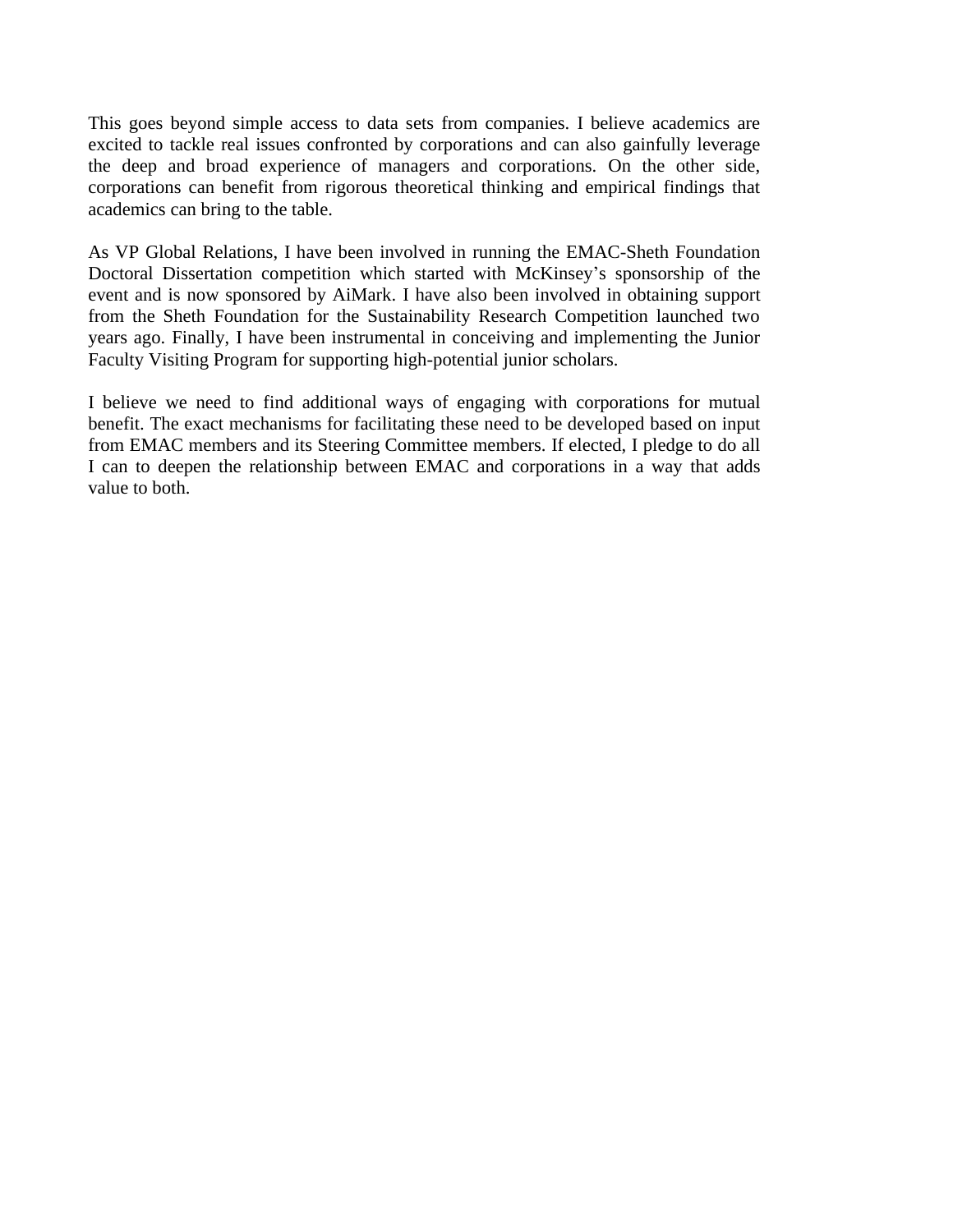This goes beyond simple access to data sets from companies. I believe academics are excited to tackle real issues confronted by corporations and can also gainfully leverage the deep and broad experience of managers and corporations. On the other side, corporations can benefit from rigorous theoretical thinking and empirical findings that academics can bring to the table.

As VP Global Relations, I have been involved in running the EMAC-Sheth Foundation Doctoral Dissertation competition which started with McKinsey's sponsorship of the event and is now sponsored by AiMark. I have also been involved in obtaining support from the Sheth Foundation for the Sustainability Research Competition launched two years ago. Finally, I have been instrumental in conceiving and implementing the Junior Faculty Visiting Program for supporting high-potential junior scholars.

I believe we need to find additional ways of engaging with corporations for mutual benefit. The exact mechanisms for facilitating these need to be developed based on input from EMAC members and its Steering Committee members. If elected, I pledge to do all I can to deepen the relationship between EMAC and corporations in a way that adds value to both.